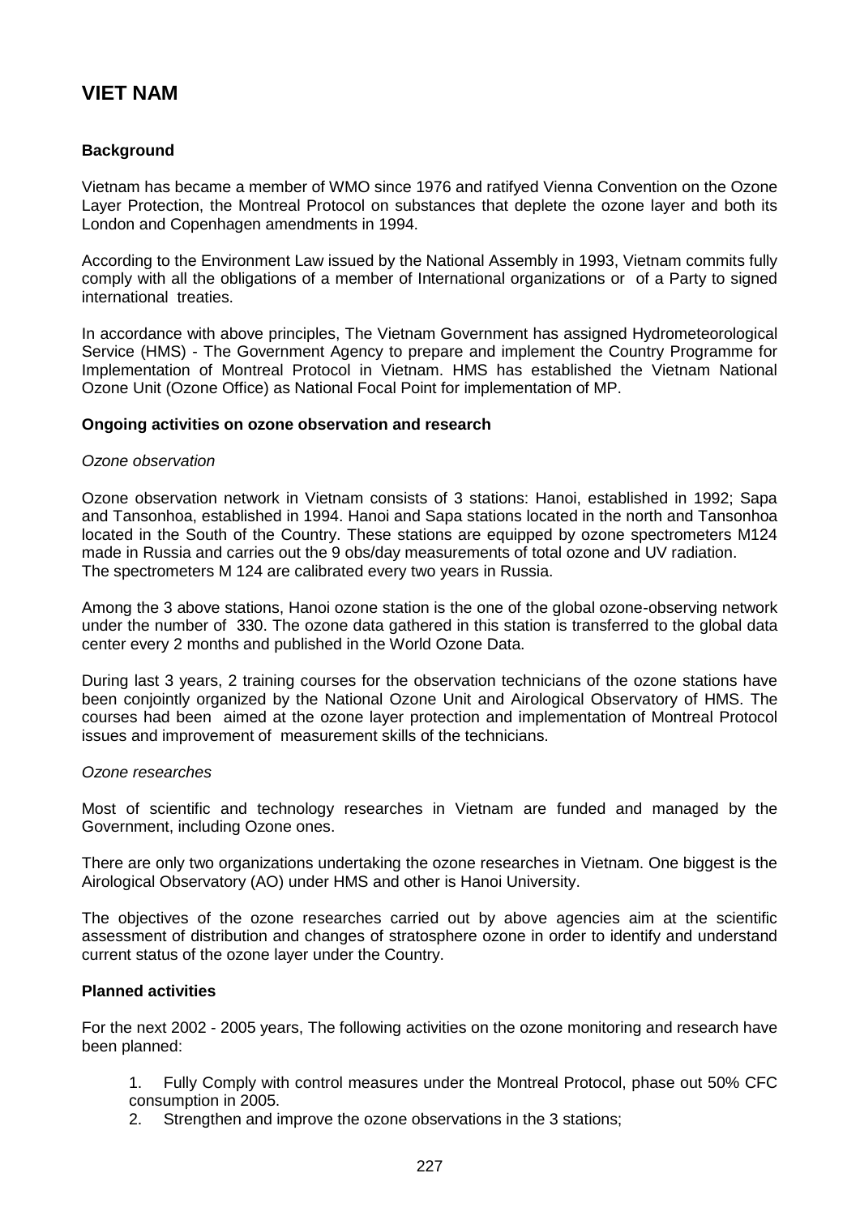# VIET NAM

**Background**

Vietnam has became a member of WMO since 1976 and ratifyed Vienna Convention on the Ozone Layer Protection, the Montreal Protocol on substances that deplete the ozone layer and both its London and Copenhagen amendments in 1994.

According to the Environment Law issued by the National Assembly in 1993, Vietnam commits fully comply with all the obligations of a member of International organizations or of a Party to signed international treaties.

In accordance with above principles, The Vietnam Government has assigned Hydrometeorological Service (HMS) - The Government Agency to prepare and implement the Country Programme for Implementation of Montreal Protocol in Vietnam. HMS has established the Vietnam National Ozone Unit (Ozone Office) as National Focal Point for implementation of MP.

**Ongoing activities on ozone observation and research**

*Ozone observation*

Ozone observation network in Vietnam consists of 3 stations: Hanoi, established in 1992; Sapa and Tansonhoa, established in 1994. Hanoi and Sapa stations located in the north and Tansonhoa located in the South of the Country. These stations are equipped by ozone spectrometers M124 made in Russia and carries out the 9 obs/day measurements of total ozone and UV radiation. The spectrometers M 124 are calibrated every two years in Russia.

Among the 3 above stations, Hanoi ozone station is the one of the global ozone-observing network under the number of 330. The ozone data gathered in this station is transferred to the global data center every 2 months and published in the World Ozone Data.

During last 3 years, 2 training courses for the observation technicians of the ozone stations have been conjointly organized by the National Ozone Unit and Airological Observatory of HMS. The courses had been aimed at the ozone layer protection and implementation of Montreal Protocol issues and improvement of measurement skills of the technicians.

*Ozone researches*

Most of scientific and technology researches in Vietnam are funded and managed by the Government, including Ozone ones.

There are only two organizations undertaking the ozone researches in Vietnam. One biggest is the Airological Observatory (AO) under HMS and other is Hanoi University.

The objectives of the ozone researches carried out by above agencies aim at the scientific assessment of distribution and changes of stratosphere ozone in order to identify and understand current status of the ozone layer under the Country.

**Planned activities**

For the next 2002 - 2005 years, The following activities on the ozone monitoring and research have been planned:

1. Fully Comply with control measures under the Montreal Protocol, phase out 50% CFC consumption in 2005.
2. Strengthen and improve the ozone observations in the 3 stations;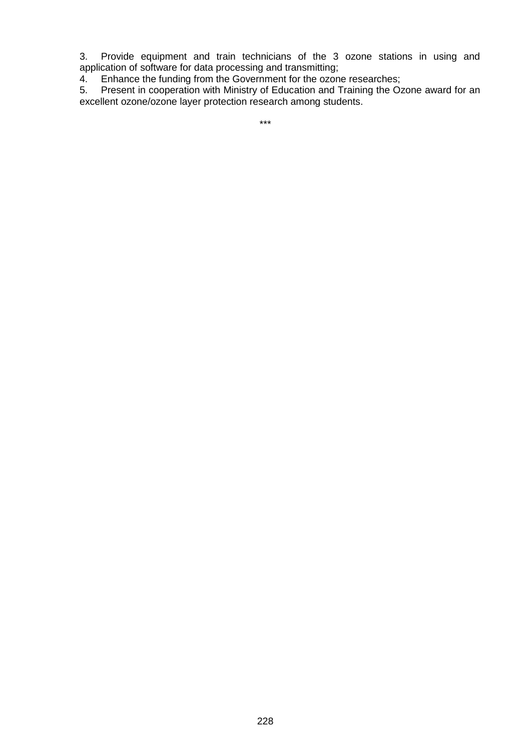3. Provide equipment and train technicians of the 3 ozone stations in using and application of software for data processing and transmitting;
4. Enhance the funding from the Government for the ozone researches;
5. Present in cooperation with Ministry of Education and Training the Ozone award for an excellent ozone/ozone layer protection research among students.

***